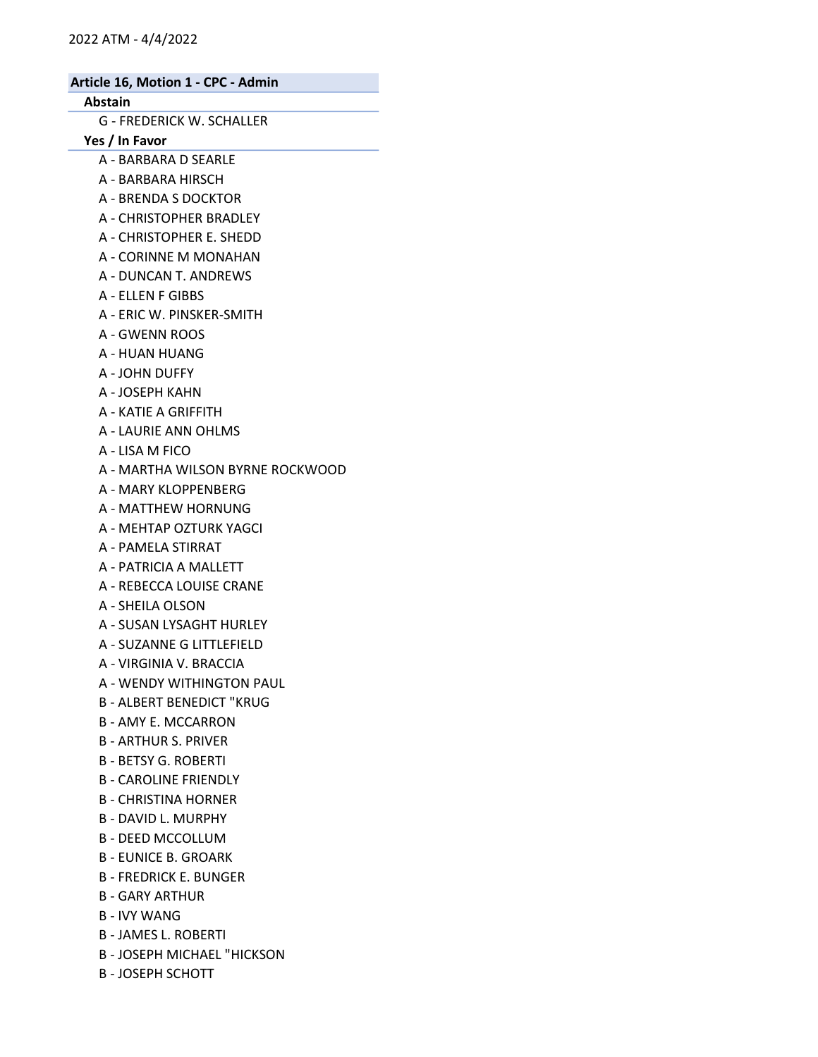2022 ATM - 4/4/2022

## Article 16, Motion 1 - CPC - Admin

**Abstain**

G - FREDERICK W. SCHALLER

**Yes / In Favor**

A - BARBARA D SEARLE
A - BARBARA HIRSCH
A - BRENDA S DOCKTOR
A - CHRISTOPHER BRADLEY
A - CHRISTOPHER E. SHEDD
A - CORINNE M MONAHAN
A - DUNCAN T. ANDREWS
A - ELLEN F GIBBS
A - ERIC W. PINSKER-SMITH
A - GWENN ROOS
A - HUAN HUANG
A - JOHN DUFFY
A - JOSEPH KAHN
A - KATIE A GRIFFITH
A - LAURIE ANN OHLMS
A - LISA M FICO
A - MARTHA WILSON BYRNE ROCKWOOD
A - MARY KLOPPENBERG
A - MATTHEW HORNUNG
A - MEHTAP OZTURK YAGCI
A - PAMELA STIRRAT
A - PATRICIA A MALLETT
A - REBECCA LOUISE CRANE
A - SHEILA OLSON
A - SUSAN LYSAGHT HURLEY
A - SUZANNE G LITTLEFIELD
A - VIRGINIA V. BRACCIA
A - WENDY WITHINGTON PAUL
B - ALBERT BENEDICT "KRUG
B - AMY E. MCCARRON
B - ARTHUR S. PRIVER
B - BETSY G. ROBERTI
B - CAROLINE FRIENDLY
B - CHRISTINA HORNER
B - DAVID L. MURPHY
B - DEED MCCOLLUM
B - EUNICE B. GROARK
B - FREDRICK E. BUNGER
B - GARY ARTHUR
B - IVY WANG
B - JAMES L. ROBERTI
B - JOSEPH MICHAEL "HICKSON
B - JOSEPH SCHOTT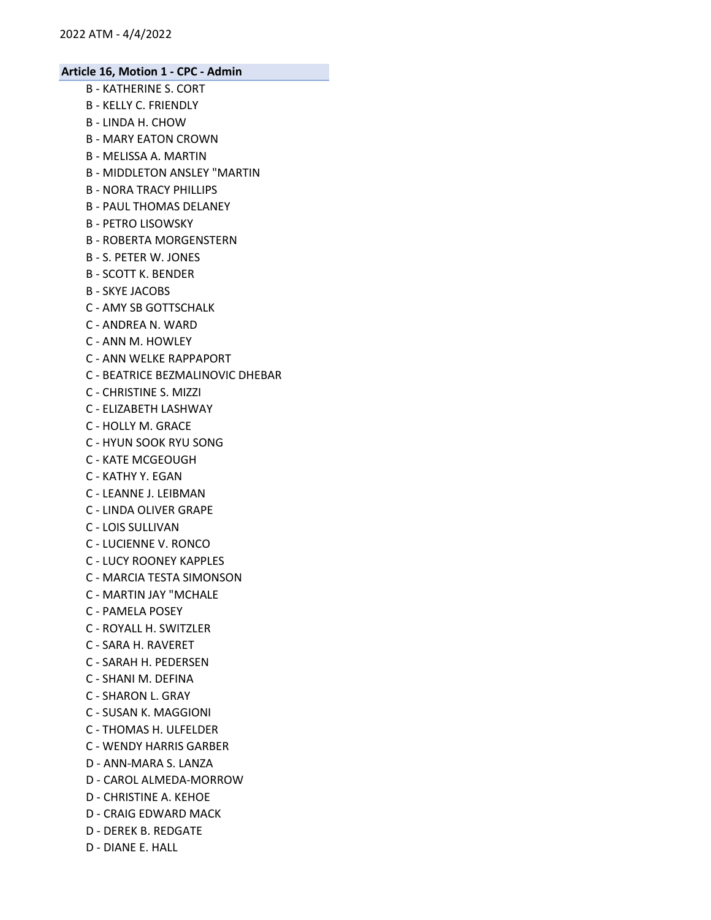## Article 16, Motion 1 - CPC - Admin

B - KATHERINE S. CORT
B - KELLY C. FRIENDLY
B - LINDA H. CHOW
B - MARY EATON CROWN
B - MELISSA A. MARTIN
B - MIDDLETON ANSLEY "MARTIN
B - NORA TRACY PHILLIPS
B - PAUL THOMAS DELANEY
B - PETRO LISOWSKY
B - ROBERTA MORGENSTERN
B - S. PETER W. JONES
B - SCOTT K. BENDER
B - SKYE JACOBS
C - AMY SB GOTTSCHALK
C - ANDREA N. WARD
C - ANN M. HOWLEY
C - ANN WELKE RAPPAPORT
C - BEATRICE BEZMALINOVIC DHEBAR
C - CHRISTINE S. MIZZI
C - ELIZABETH LASHWAY
C - HOLLY M. GRACE
C - HYUN SOOK RYU SONG
C - KATE MCGEOUGH
C - KATHY Y. EGAN
C - LEANNE J. LEIBMAN
C - LINDA OLIVER GRAPE
C - LOIS SULLIVAN
C - LUCIENNE V. RONCO
C - LUCY ROONEY KAPPLES
C - MARCIA TESTA SIMONSON
C - MARTIN JAY "MCHALE
C - PAMELA POSEY
C - ROYALL H. SWITZLER
C - SARA H. RAVERET
C - SARAH H. PEDERSEN
C - SHANI M. DEFINA
C - SHARON L. GRAY
C - SUSAN K. MAGGIONI
C - THOMAS H. ULFELDER
C - WENDY HARRIS GARBER
D - ANN-MARA S. LANZA
D - CAROL ALMEDA-MORROW
D - CHRISTINE A. KEHOE
D - CRAIG EDWARD MACK
D - DEREK B. REDGATE
D - DIANE E. HALL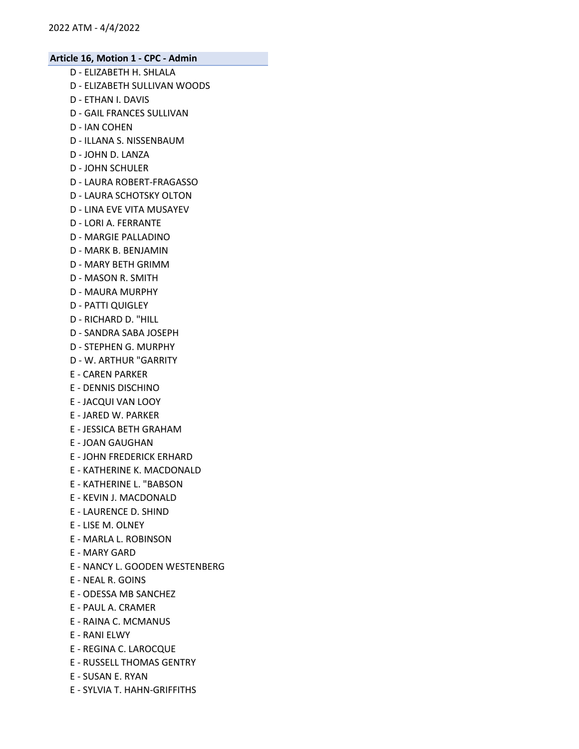**Article 16, Motion 1 - CPC - Admin**

D - ELIZABETH H. SHLALA
D - ELIZABETH SULLIVAN WOODS
D - ETHAN I. DAVIS
D - GAIL FRANCES SULLIVAN
D - IAN COHEN
D - ILLANA S. NISSENBAUM
D - JOHN D. LANZA
D - JOHN SCHULER
D - LAURA ROBERT-FRAGASSO
D - LAURA SCHOTSKY OLTON
D - LINA EVE VITA MUSAYEV
D - LORI A. FERRANTE
D - MARGIE PALLADINO
D - MARK B. BENJAMIN
D - MARY BETH GRIMM
D - MASON R. SMITH
D - MAURA MURPHY
D - PATTI QUIGLEY
D - RICHARD D. "HILL
D - SANDRA SABA JOSEPH
D - STEPHEN G. MURPHY
D - W. ARTHUR "GARRITY
E - CAREN PARKER
E - DENNIS DISCHINO
E - JACQUI VAN LOOY
E - JARED W. PARKER
E - JESSICA BETH GRAHAM
E - JOAN GAUGHAN
E - JOHN FREDERICK ERHARD
E - KATHERINE K. MACDONALD
E - KATHERINE L. "BABSON
E - KEVIN J. MACDONALD
E - LAURENCE D. SHIND
E - LISE M. OLNEY
E - MARLA L. ROBINSON
E - MARY GARD
E - NANCY L. GOODEN WESTENBERG
E - NEAL R. GOINS
E - ODESSA MB SANCHEZ
E - PAUL A. CRAMER
E - RAINA C. MCMANUS
E - RANI ELWY
E - REGINA C. LAROCQUE
E - RUSSELL THOMAS GENTRY
E - SUSAN E. RYAN
E - SYLVIA T. HAHN-GRIFFITHS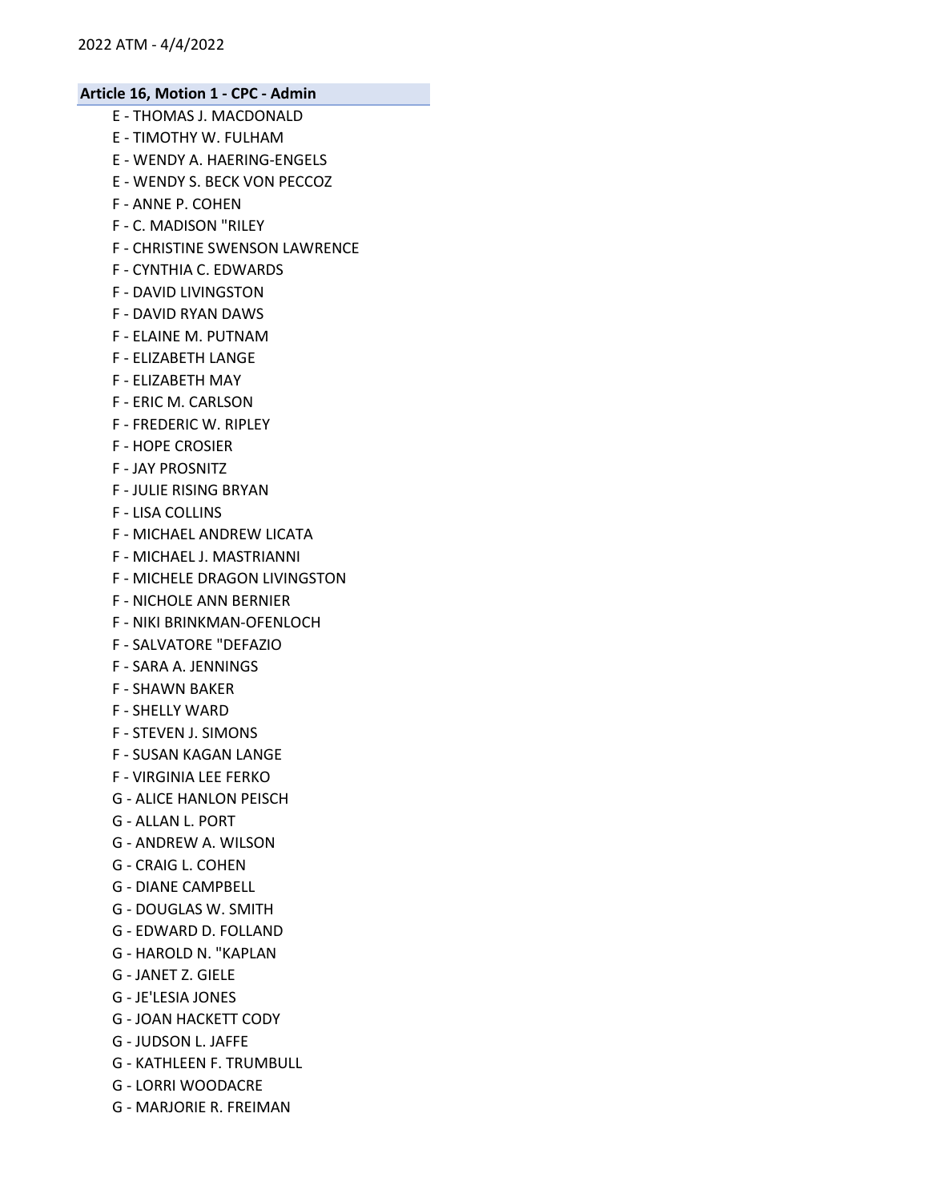## Article 16, Motion 1 - CPC - Admin

E - THOMAS J. MACDONALD
E - TIMOTHY W. FULHAM
E - WENDY A. HAERING-ENGELS
E - WENDY S. BECK VON PECCOZ
F - ANNE P. COHEN
F - C. MADISON "RILEY
F - CHRISTINE SWENSON LAWRENCE
F - CYNTHIA C. EDWARDS
F - DAVID LIVINGSTON
F - DAVID RYAN DAWS
F - ELAINE M. PUTNAM
F - ELIZABETH LANGE
F - ELIZABETH MAY
F - ERIC M. CARLSON
F - FREDERIC W. RIPLEY
F - HOPE CROSIER
F - JAY PROSNITZ
F - JULIE RISING BRYAN
F - LISA COLLINS
F - MICHAEL ANDREW LICATA
F - MICHAEL J. MASTRIANNI
F - MICHELE DRAGON LIVINGSTON
F - NICHOLE ANN BERNIER
F - NIKI BRINKMAN-OFENLOCH
F - SALVATORE "DEFAZIO
F - SARA A. JENNINGS
F - SHAWN BAKER
F - SHELLY WARD
F - STEVEN J. SIMONS
F - SUSAN KAGAN LANGE
F - VIRGINIA LEE FERKO
G - ALICE HANLON PEISCH
G - ALLAN L. PORT
G - ANDREW A. WILSON
G - CRAIG L. COHEN
G - DIANE CAMPBELL
G - DOUGLAS W. SMITH
G - EDWARD D. FOLLAND
G - HAROLD N. "KAPLAN
G - JANET Z. GIELE
G - JE'LESIA JONES
G - JOAN HACKETT CODY
G - JUDSON L. JAFFE
G - KATHLEEN F. TRUMBULL
G - LORRI WOODACRE
G - MARJORIE R. FREIMAN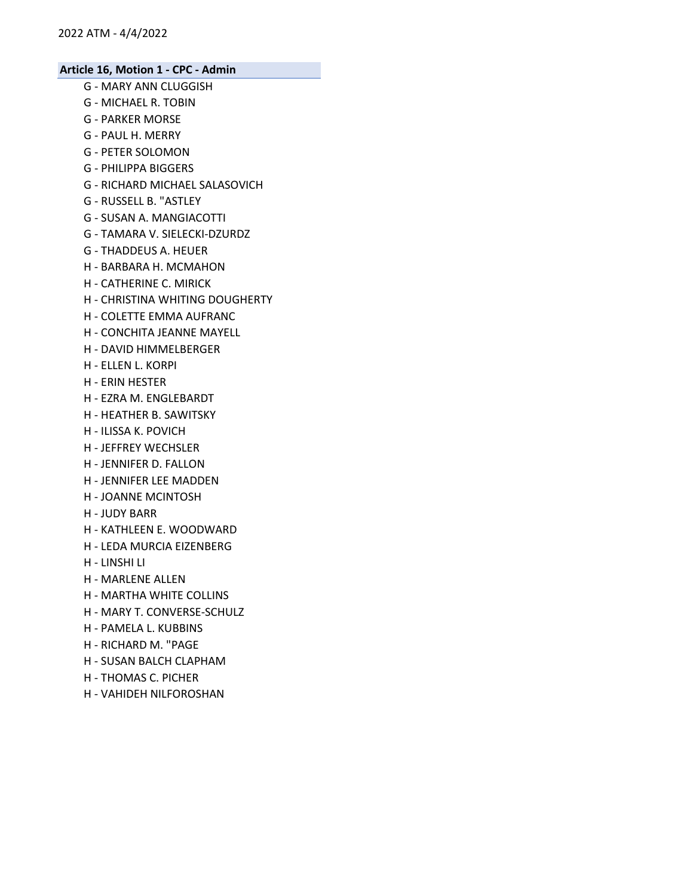## Article 16, Motion 1 - CPC - Admin

- G - MARY ANN CLUGGISH
- G - MICHAEL R. TOBIN
- G - PARKER MORSE
- G - PAUL H. MERRY
- G - PETER SOLOMON
- G - PHILIPPA BIGGERS
- G - RICHARD MICHAEL SALASOVICH
- G - RUSSELL B. "ASTLEY
- G - SUSAN A. MANGIACOTTI
- G - TAMARA V. SIELECKI-DZURDZ
- G - THADDEUS A. HEUER
- H - BARBARA H. MCMAHON
- H - CATHERINE C. MIRICK
- H - CHRISTINA WHITING DOUGHERTY
- H - COLETTE EMMA AUFRANC
- H - CONCHITA JEANNE MAYELL
- H - DAVID HIMMELBERGER
- H - ELLEN L. KORPI
- H - ERIN HESTER
- H - EZRA M. ENGLEBARDT
- H - HEATHER B. SAWITSKY
- H - ILISSA K. POVICH
- H - JEFFREY WECHSLER
- H - JENNIFER D. FALLON
- H - JENNIFER LEE MADDEN
- H - JOANNE MCINTOSH
- H - JUDY BARR
- H - KATHLEEN E. WOODWARD
- H - LEDA MURCIA EIZENBERG
- H - LINSHI LI
- H - MARLENE ALLEN
- H - MARTHA WHITE COLLINS
- H - MARY T. CONVERSE-SCHULZ
- H - PAMELA L. KUBBINS
- H - RICHARD M. "PAGE
- H - SUSAN BALCH CLAPHAM
- H - THOMAS C. PICHER
- H - VAHIDEH NILFOROSHAN